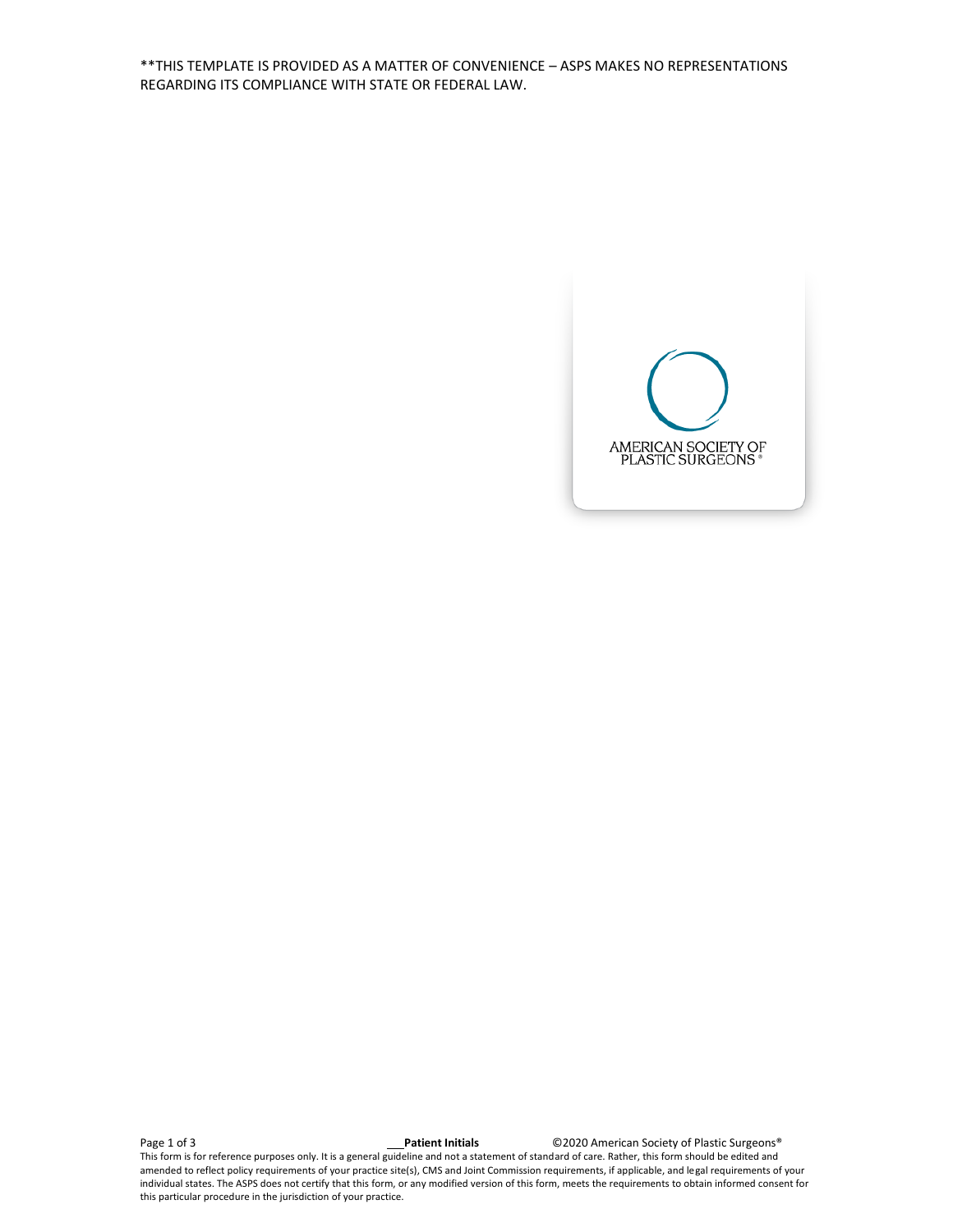**THIS TEMPLATE IS PROVIDED AS A MATTER OF CONVENIENCE – ASPS MAKES NO REPRESENTATIONS REGARDING ITS COMPLIANCE WITH STATE OR FEDERAL LAW.

AMERICAN SOCIETY OF PLASTIC SURGEONS®

___ **Patient Initials**

©2020 American Society of Plastic Surgeons®

This form is for reference purposes only. It is a general guideline and not a statement of standard of care. Rather, this form should be edited and amended to reflect policy requirements of your practice site(s), CMS and Joint Commission requirements, if applicable, and legal requirements of your individual states. The ASPS does not certify that this form, or any modified version of this form, meets the requirements to obtain informed consent for this particular procedure in the jurisdiction of your practice.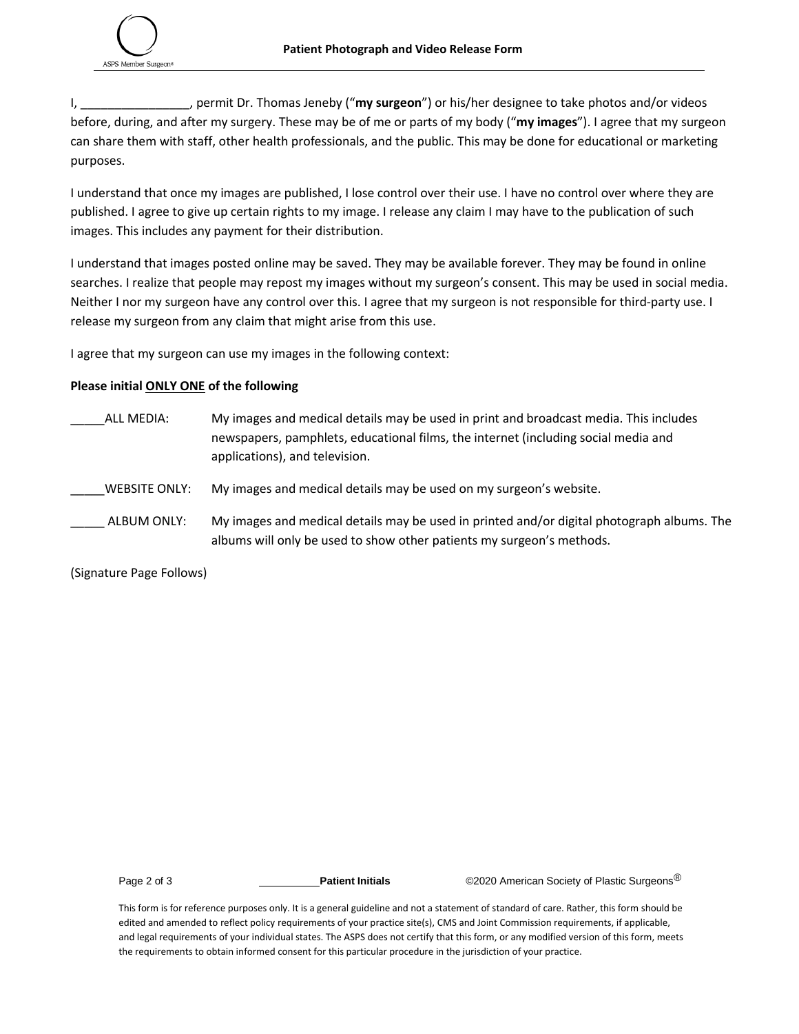I, ________________, permit Dr. Thomas Jeneby ("**my surgeon**") or his/her designee to take photos and/or videos before, during, and after my surgery. These may be of me or parts of my body ("**my images**"). I agree that my surgeon can share them with staff, other health professionals, and the public. This may be done for educational or marketing purposes.

I understand that once my images are published, I lose control over their use. I have no control over where they are published. I agree to give up certain rights to my image. I release any claim I may have to the publication of such images. This includes any payment for their distribution.

I understand that images posted online may be saved. They may be available forever. They may be found in online searches. I realize that people may repost my images without my surgeon's consent. This may be used in social media. Neither I nor my surgeon have any control over this. I agree that my surgeon is not responsible for third-party use. I release my surgeon from any claim that might arise from this use.

I agree that my surgeon can use my images in the following context:

**Please initial ONLY ONE of the following**

_____ALL MEDIA: My images and medical details may be used in print and broadcast media. This includes newspapers, pamphlets, educational films, the internet (including social media and applications), and television.

_____WEBSITE ONLY: My images and medical details may be used on my surgeon's website.

_____ ALBUM ONLY: My images and medical details may be used in printed and/or digital photograph albums. The albums will only be used to show other patients my surgeon's methods.

(Signature Page Follows)

__________**Patient Initials**

This form is for reference purposes only. It is a general guideline and not a statement of standard of care. Rather, this form should be edited and amended to reflect policy requirements of your practice site(s), CMS and Joint Commission requirements, if applicable, and legal requirements of your individual states. The ASPS does not certify that this form, or any modified version of this form, meets the requirements to obtain informed consent for this particular procedure in the jurisdiction of your practice.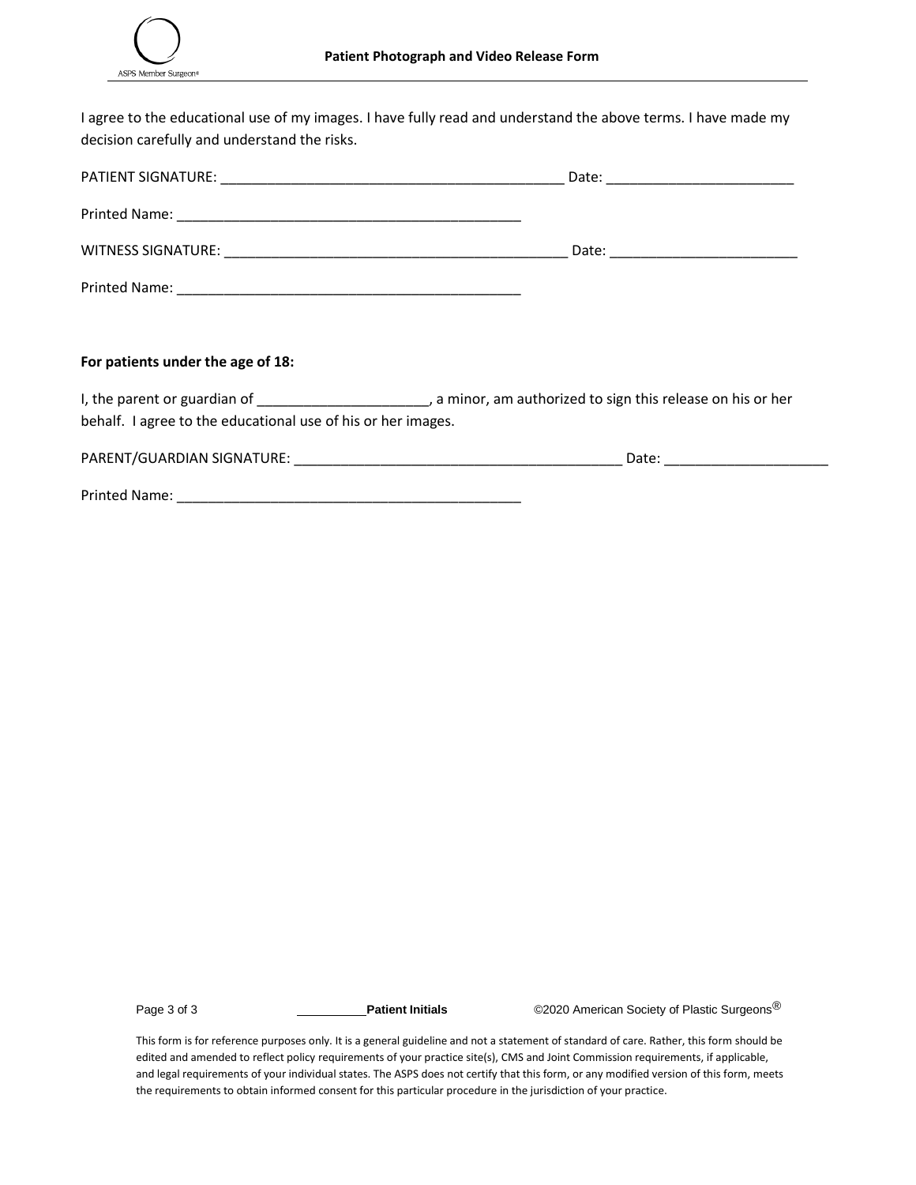I agree to the educational use of my images. I have fully read and understand the above terms. I have made my decision carefully and understand the risks.

PATIENT SIGNATURE: ____________________________________________ Date: ________________________

Printed Name: ____________________________________________

WITNESS SIGNATURE: ____________________________________________ Date: ________________________

Printed Name: ____________________________________________

**For patients under the age of 18:**

I, the parent or guardian of _____________________, a minor, am authorized to sign this release on his or her behalf. I agree to the educational use of his or her images.

PARENT/GUARDIAN SIGNATURE: __________________________________________ Date: ____________________

Printed Name: ____________________________________________

__________**Patient Initials**

This form is for reference purposes only. It is a general guideline and not a statement of standard of care. Rather, this form should be edited and amended to reflect policy requirements of your practice site(s), CMS and Joint Commission requirements, if applicable, and legal requirements of your individual states. The ASPS does not certify that this form, or any modified version of this form, meets the requirements to obtain informed consent for this particular procedure in the jurisdiction of your practice.